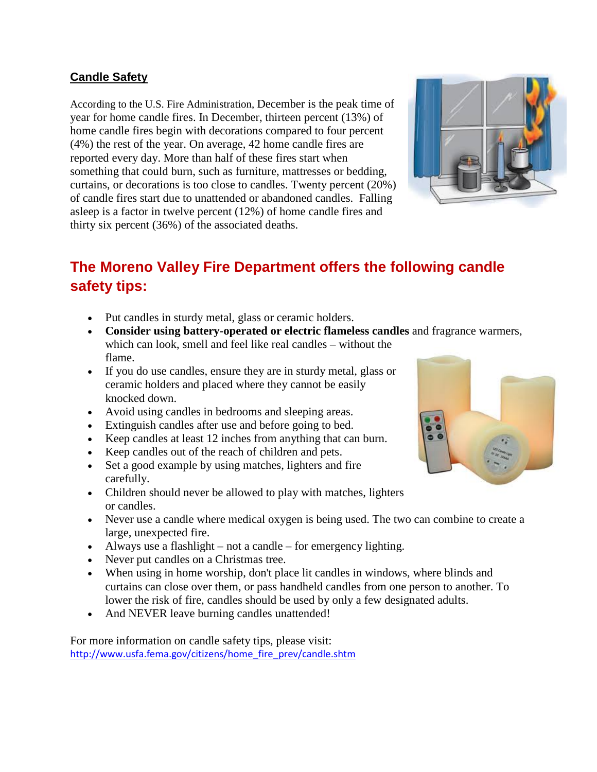## Candle Safety

According to the U.S. Fire Administration, December is the peak time of year for home candle fires. In December, thirteen percent (13%) of home candle fires begin with decorations compared to four percent (4%) the rest of the year. On average, 42 home candle fires are reported every day. More than half of these fires start when something that could burn, such as furniture, mattresses or bedding, curtains, or decorations is too close to candles. Twenty percent (20%) of candle fires start due to unattended or abandoned candles. Falling asleep is a factor in twelve percent (12%) of home candle fires and thirty six percent (36%) of the associated deaths.

## The Moreno Valley Fire Department offers the following candle safety tips:

- Put candles in sturdy metal, glass or ceramic holders.
- **Consider using battery-operated or electric flameless candles** and fragrance warmers, which can look, smell and feel like real candles – without the flame.
- If you do use candles, ensure they are in sturdy metal, glass or ceramic holders and placed where they cannot be easily knocked down.
- Avoid using candles in bedrooms and sleeping areas.
- Extinguish candles after use and before going to bed.
- Keep candles at least 12 inches from anything that can burn.
- Keep candles out of the reach of children and pets.
- Set a good example by using matches, lighters and fire carefully.
- Children should never be allowed to play with matches, lighters or candles.
- Never use a candle where medical oxygen is being used. The two can combine to create a large, unexpected fire.
- Always use a flashlight – not a candle – for emergency lighting.
- Never put candles on a Christmas tree.
- When using in home worship, don't place lit candles in windows, where blinds and curtains can close over them, or pass handheld candles from one person to another. To lower the risk of fire, candles should be used by only a few designated adults.
- And NEVER leave burning candles unattended!

For more information on candle safety tips, please visit:
http://www.usfa.fema.gov/citizens/home_fire_prev/candle.shtm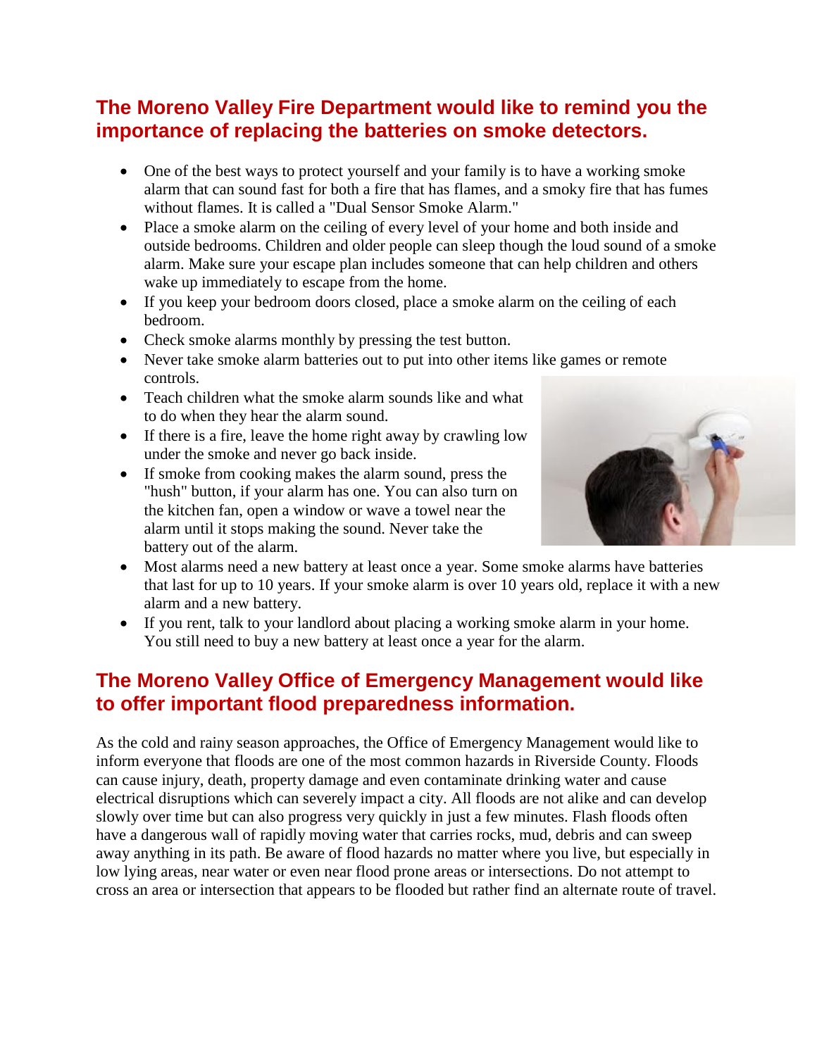## The Moreno Valley Fire Department would like to remind you the importance of replacing the batteries on smoke detectors.

- One of the best ways to protect yourself and your family is to have a working smoke alarm that can sound fast for both a fire that has flames, and a smoky fire that has fumes without flames. It is called a "Dual Sensor Smoke Alarm."
- Place a smoke alarm on the ceiling of every level of your home and both inside and outside bedrooms. Children and older people can sleep though the loud sound of a smoke alarm. Make sure your escape plan includes someone that can help children and others wake up immediately to escape from the home.
- If you keep your bedroom doors closed, place a smoke alarm on the ceiling of each bedroom.
- Check smoke alarms monthly by pressing the test button.
- Never take smoke alarm batteries out to put into other items like games or remote controls.
- Teach children what the smoke alarm sounds like and what to do when they hear the alarm sound.
- If there is a fire, leave the home right away by crawling low under the smoke and never go back inside.
- If smoke from cooking makes the alarm sound, press the "hush" button, if your alarm has one. You can also turn on the kitchen fan, open a window or wave a towel near the alarm until it stops making the sound. Never take the battery out of the alarm.
- Most alarms need a new battery at least once a year. Some smoke alarms have batteries that last for up to 10 years. If your smoke alarm is over 10 years old, replace it with a new alarm and a new battery.
- If you rent, talk to your landlord about placing a working smoke alarm in your home. You still need to buy a new battery at least once a year for the alarm.

## The Moreno Valley Office of Emergency Management would like to offer important flood preparedness information.

As the cold and rainy season approaches, the Office of Emergency Management would like to inform everyone that floods are one of the most common hazards in Riverside County. Floods can cause injury, death, property damage and even contaminate drinking water and cause electrical disruptions which can severely impact a city. All floods are not alike and can develop slowly over time but can also progress very quickly in just a few minutes. Flash floods often have a dangerous wall of rapidly moving water that carries rocks, mud, debris and can sweep away anything in its path. Be aware of flood hazards no matter where you live, but especially in low lying areas, near water or even near flood prone areas or intersections. Do not attempt to cross an area or intersection that appears to be flooded but rather find an alternate route of travel.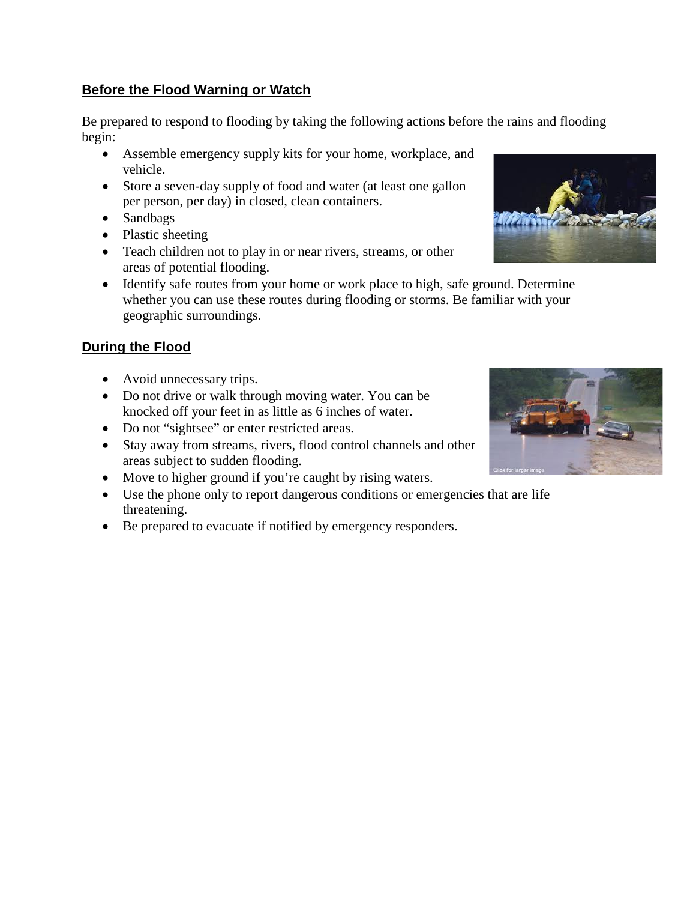## Before the Flood Warning or Watch

Be prepared to respond to flooding by taking the following actions before the rains and flooding begin:

- Assemble emergency supply kits for your home, workplace, and vehicle.
- Store a seven-day supply of food and water (at least one gallon per person, per day) in closed, clean containers.
- Sandbags
- Plastic sheeting
- Teach children not to play in or near rivers, streams, or other areas of potential flooding.
- Identify safe routes from your home or work place to high, safe ground. Determine whether you can use these routes during flooding or storms. Be familiar with your geographic surroundings.

## During the Flood

- Avoid unnecessary trips.
- Do not drive or walk through moving water. You can be knocked off your feet in as little as 6 inches of water.
- Do not "sightsee" or enter restricted areas.
- Stay away from streams, rivers, flood control channels and other areas subject to sudden flooding.
- Move to higher ground if you're caught by rising waters.
- Use the phone only to report dangerous conditions or emergencies that are life threatening.
- Be prepared to evacuate if notified by emergency responders.